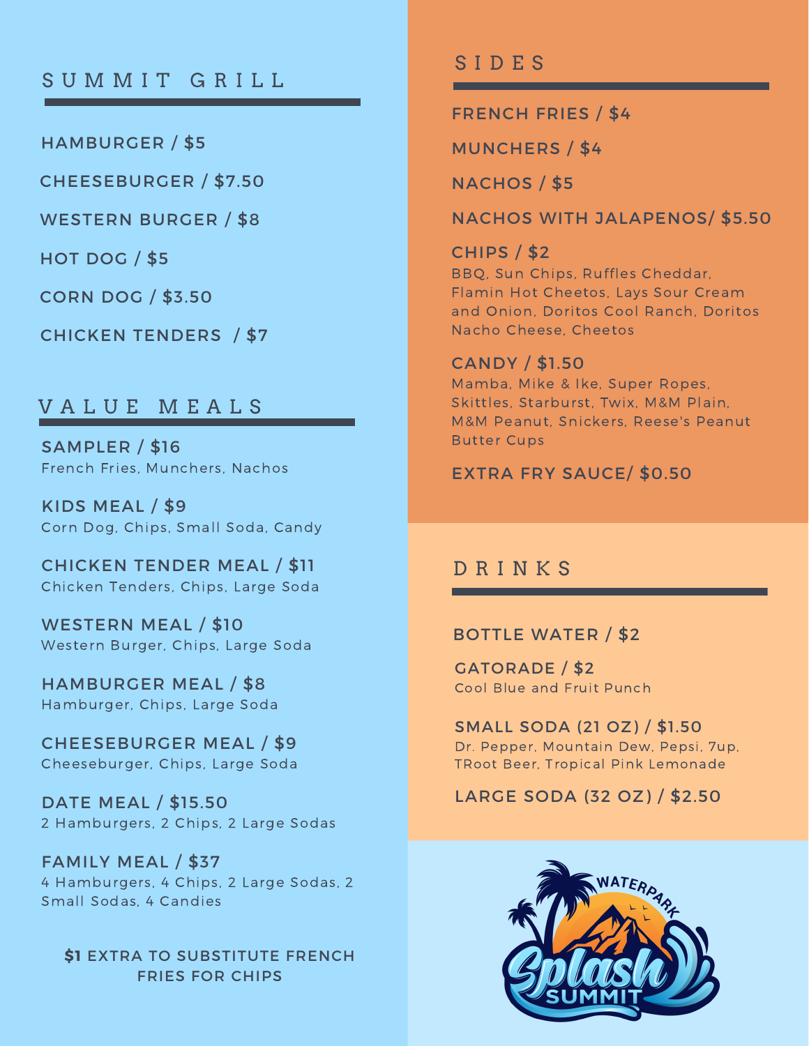## SUMMIT GRILL

HAMBURGER / $5

CHEESEBURGER / $7.50

WESTERN BURGER / $8

HOT DOG / $5

CORN DOG / $3.50

CHICKEN TENDERS / $7

## VALUE MEALS

**SAMPLER / $16**
French Fries, Munchers, Nachos

**KIDS MEAL / $9**
Corn Dog, Chips, Small Soda, Candy

**CHICKEN TENDER MEAL / $11**
Chicken Tenders, Chips, Large Soda

**WESTERN MEAL / $10**
Western Burger, Chips, Large Soda

**HAMBURGER MEAL / $8**
Hamburger, Chips, Large Soda

**CHEESEBURGER MEAL / $9**
Cheeseburger, Chips, Large Soda

**DATE MEAL / $15.50**
2 Hamburgers, 2 Chips, 2 Large Sodas

**FAMILY MEAL / $37**
4 Hamburgers, 4 Chips, 2 Large Sodas, 2 Small Sodas, 4 Candies

**$1** EXTRA TO SUBSTITUTE FRENCH FRIES FOR CHIPS

## SIDES

FRENCH FRIES / $4

MUNCHERS / $4

NACHOS / $5

NACHOS WITH JALAPENOS/ $5.50

**CHIPS / $2**
BBQ, Sun Chips, Ruffles Cheddar, Flamin Hot Cheetos, Lays Sour Cream and Onion, Doritos Cool Ranch, Doritos Nacho Cheese, Cheetos

**CANDY / $1.50**
Mamba, Mike & Ike, Super Ropes, Skittles, Starburst, Twix, M&M Plain, M&M Peanut, Snickers, Reese's Peanut Butter Cups

EXTRA FRY SAUCE/ $0.50

## DRINKS

BOTTLE WATER / $2

**GATORADE / $2**
Cool Blue and Fruit Punch

**SMALL SODA (21 OZ) / $1.50**
Dr. Pepper, Mountain Dew, Pepsi, 7up, TRoot Beer, Tropical Pink Lemonade

LARGE SODA (32 OZ) / $2.50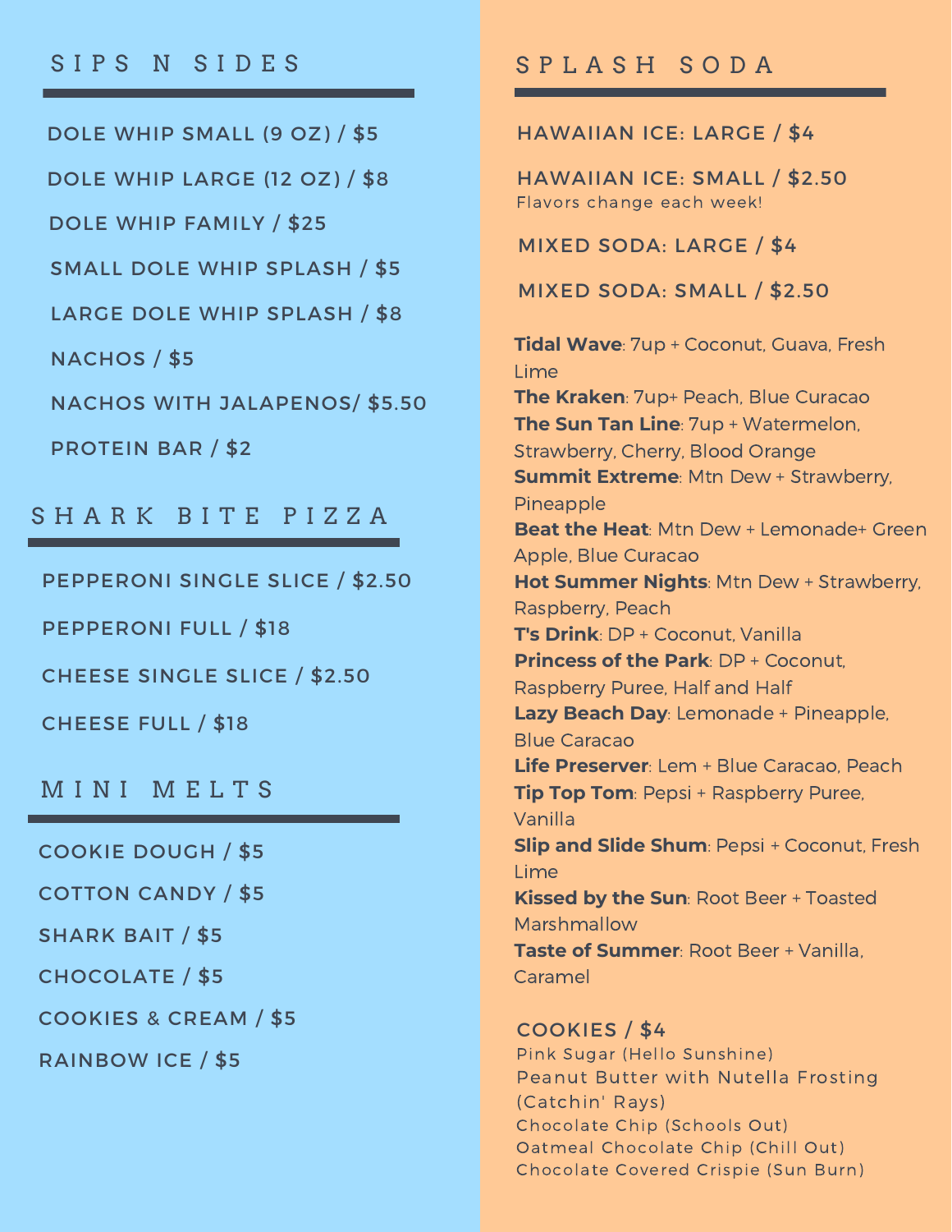## SIPS N SIDES

DOLE WHIP SMALL (9 OZ) / $5

DOLE WHIP LARGE (12 OZ) / $8

DOLE WHIP FAMILY / $25

SMALL DOLE WHIP SPLASH / $5

LARGE DOLE WHIP SPLASH / $8

NACHOS / $5

NACHOS WITH JALAPENOS/ $5.50

PROTEIN BAR / $2

## SHARK BITE PIZZA

PEPPERONI SINGLE SLICE / $2.50

PEPPERONI FULL / $18

CHEESE SINGLE SLICE / $2.50

CHEESE FULL / $18

## MINI MELTS

COOKIE DOUGH / $5

COTTON CANDY / $5

SHARK BAIT / $5

CHOCOLATE / $5

COOKIES & CREAM / $5

RAINBOW ICE / $5

## SPLASH SODA

HAWAIIAN ICE: LARGE / $4

HAWAIIAN ICE: SMALL / $2.50
Flavors change each week!

MIXED SODA: LARGE / $4

MIXED SODA: SMALL / $2.50

**Tidal Wave**: 7up + Coconut, Guava, Fresh Lime
**The Kraken**: 7up+ Peach, Blue Curacao
**The Sun Tan Line**: 7up + Watermelon, Strawberry, Cherry, Blood Orange
**Summit Extreme**: Mtn Dew + Strawberry, Pineapple
**Beat the Heat**: Mtn Dew + Lemonade+ Green Apple, Blue Curacao
**Hot Summer Nights**: Mtn Dew + Strawberry, Raspberry, Peach
**T's Drink**: DP + Coconut, Vanilla
**Princess of the Park**: DP + Coconut, Raspberry Puree, Half and Half
**Lazy Beach Day**: Lemonade + Pineapple, Blue Caracao
**Life Preserver**: Lem + Blue Caracao, Peach
**Tip Top Tom**: Pepsi + Raspberry Puree, Vanilla
**Slip and Slide Shum**: Pepsi + Coconut, Fresh Lime
**Kissed by the Sun**: Root Beer + Toasted Marshmallow
**Taste of Summer**: Root Beer + Vanilla, Caramel

COOKIES / $4
Pink Sugar (Hello Sunshine)
Peanut Butter with Nutella Frosting (Catchin' Rays)
Chocolate Chip (Schools Out)
Oatmeal Chocolate Chip (Chill Out)
Chocolate Covered Crispie (Sun Burn)